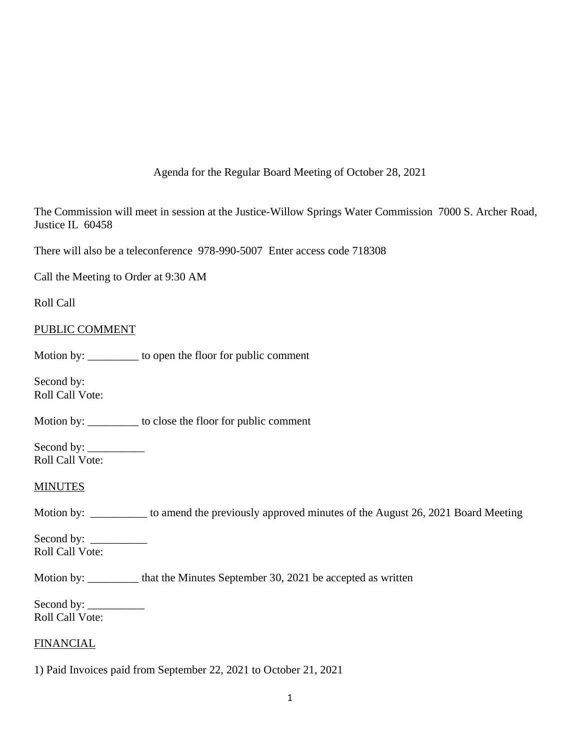Agenda for the Regular Board Meeting of October 28, 2021

The Commission will meet in session at the Justice-Willow Springs Water Commission 7000 S. Archer Road, Justice IL 60458

There will also be a teleconference 978-990-5007 Enter access code 718308

Call the Meeting to Order at 9:30 AM

Roll Call

<u>PUBLIC COMMENT</u>

Motion by: _________ to open the floor for public comment

Second by:
Roll Call Vote:

Motion by: _________ to close the floor for public comment

Second by: __________
Roll Call Vote:

<u>MINUTES</u>

Motion by: __________ to amend the previously approved minutes of the August 26, 2021 Board Meeting

Second by: __________
Roll Call Vote:

Motion by: _________ that the Minutes September 30, 2021 be accepted as written

Second by: __________
Roll Call Vote:

<u>FINANCIAL</u>

1) Paid Invoices paid from September 22, 2021 to October 21, 2021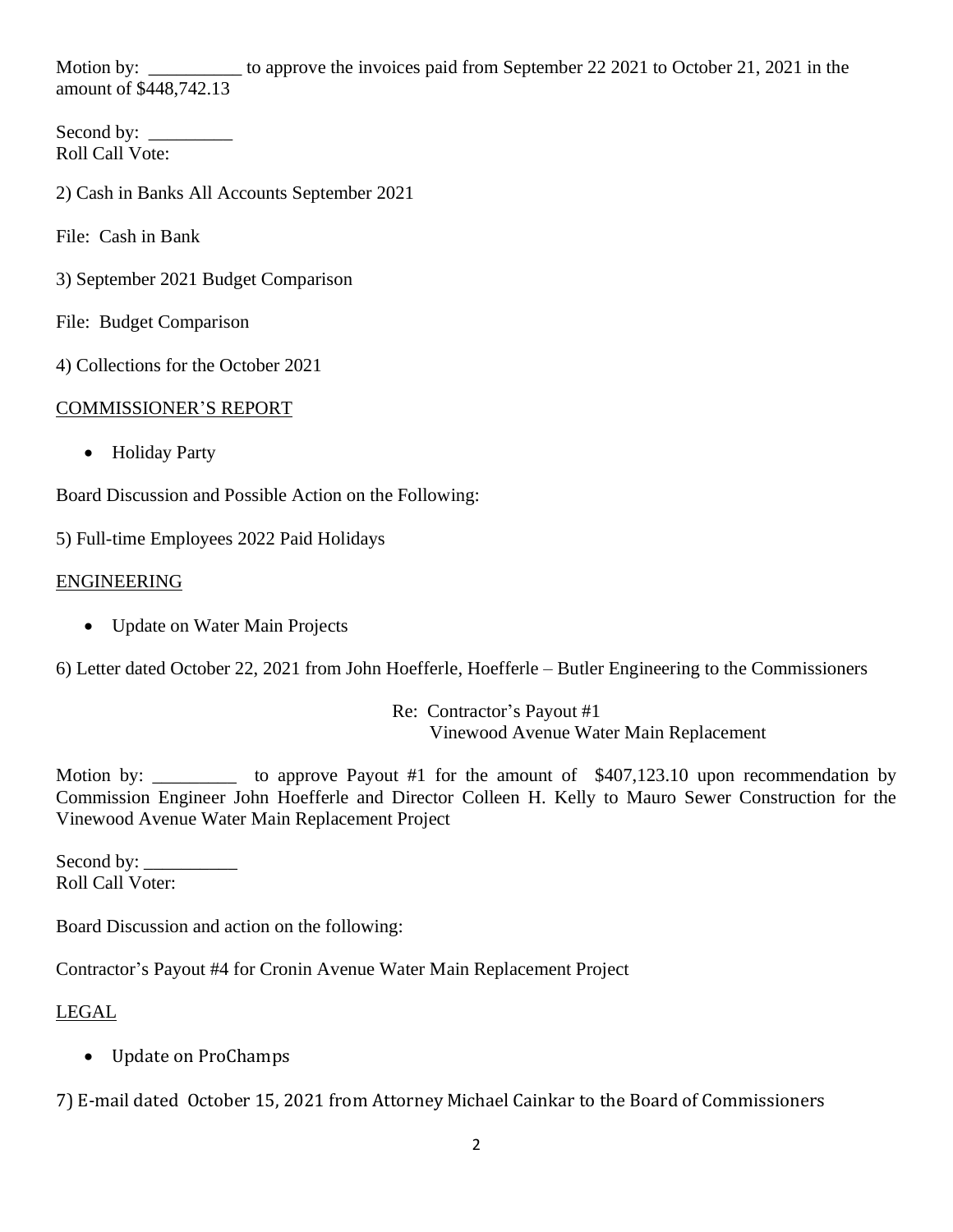Motion by: __________ to approve the invoices paid from September 22 2021 to October 21, 2021 in the amount of $448,742.13

Second by: _________
Roll Call Vote:

2) Cash in Banks All Accounts September 2021

File: Cash in Bank

3) September 2021 Budget Comparison

File: Budget Comparison

4) Collections for the October 2021

COMMISSIONER'S REPORT

- Holiday Party

Board Discussion and Possible Action on the Following:

5) Full-time Employees 2022 Paid Holidays

ENGINEERING

- Update on Water Main Projects

6) Letter dated October 22, 2021 from John Hoefferle, Hoefferle – Butler Engineering to the Commissioners

Re: Contractor's Payout #1
Vinewood Avenue Water Main Replacement

Motion by: _________ to approve Payout #1 for the amount of $407,123.10 upon recommendation by Commission Engineer John Hoefferle and Director Colleen H. Kelly to Mauro Sewer Construction for the Vinewood Avenue Water Main Replacement Project

Second by: __________
Roll Call Voter:

Board Discussion and action on the following:

Contractor's Payout #4 for Cronin Avenue Water Main Replacement Project

LEGAL

- Update on ProChamps

7) E-mail dated October 15, 2021 from Attorney Michael Cainkar to the Board of Commissioners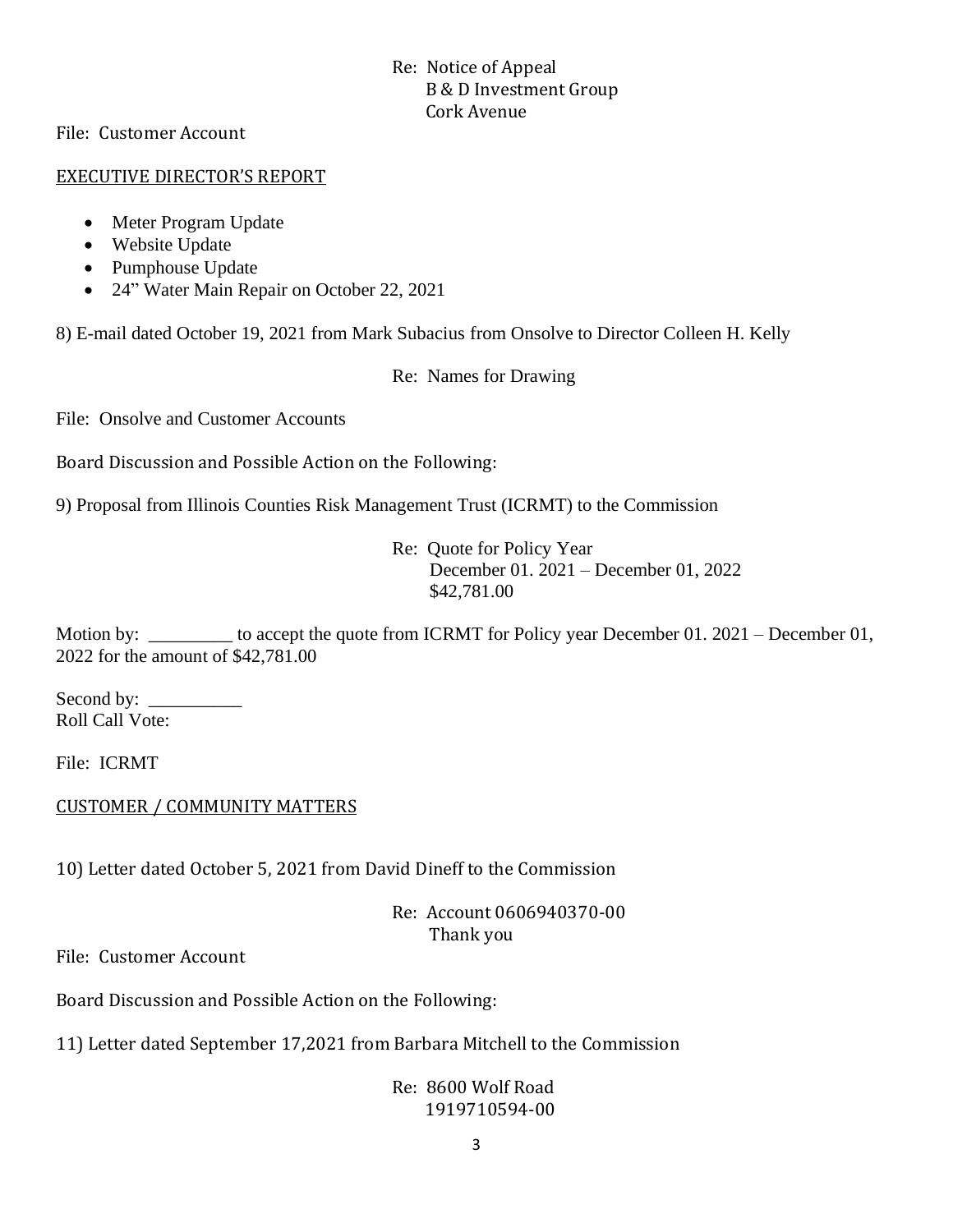Re: Notice of Appeal
B & D Investment Group
Cork Avenue

File: Customer Account

EXECUTIVE DIRECTOR'S REPORT

- Meter Program Update
- Website Update
- Pumphouse Update
- 24" Water Main Repair on October 22, 2021

8) E-mail dated October 19, 2021 from Mark Subacius from Onsolve to Director Colleen H. Kelly

Re: Names for Drawing

File: Onsolve and Customer Accounts

Board Discussion and Possible Action on the Following:

9) Proposal from Illinois Counties Risk Management Trust (ICRMT) to the Commission

Re: Quote for Policy Year
December 01. 2021 – December 01, 2022
$42,781.00

Motion by: _________ to accept the quote from ICRMT for Policy year December 01. 2021 – December 01, 2022 for the amount of $42,781.00

Second by: __________
Roll Call Vote:

File: ICRMT

CUSTOMER / COMMUNITY MATTERS

10) Letter dated October 5, 2021 from David Dineff to the Commission

Re: Account 0606940370-00
Thank you

File: Customer Account

Board Discussion and Possible Action on the Following:

11) Letter dated September 17,2021 from Barbara Mitchell to the Commission

Re: 8600 Wolf Road
1919710594-00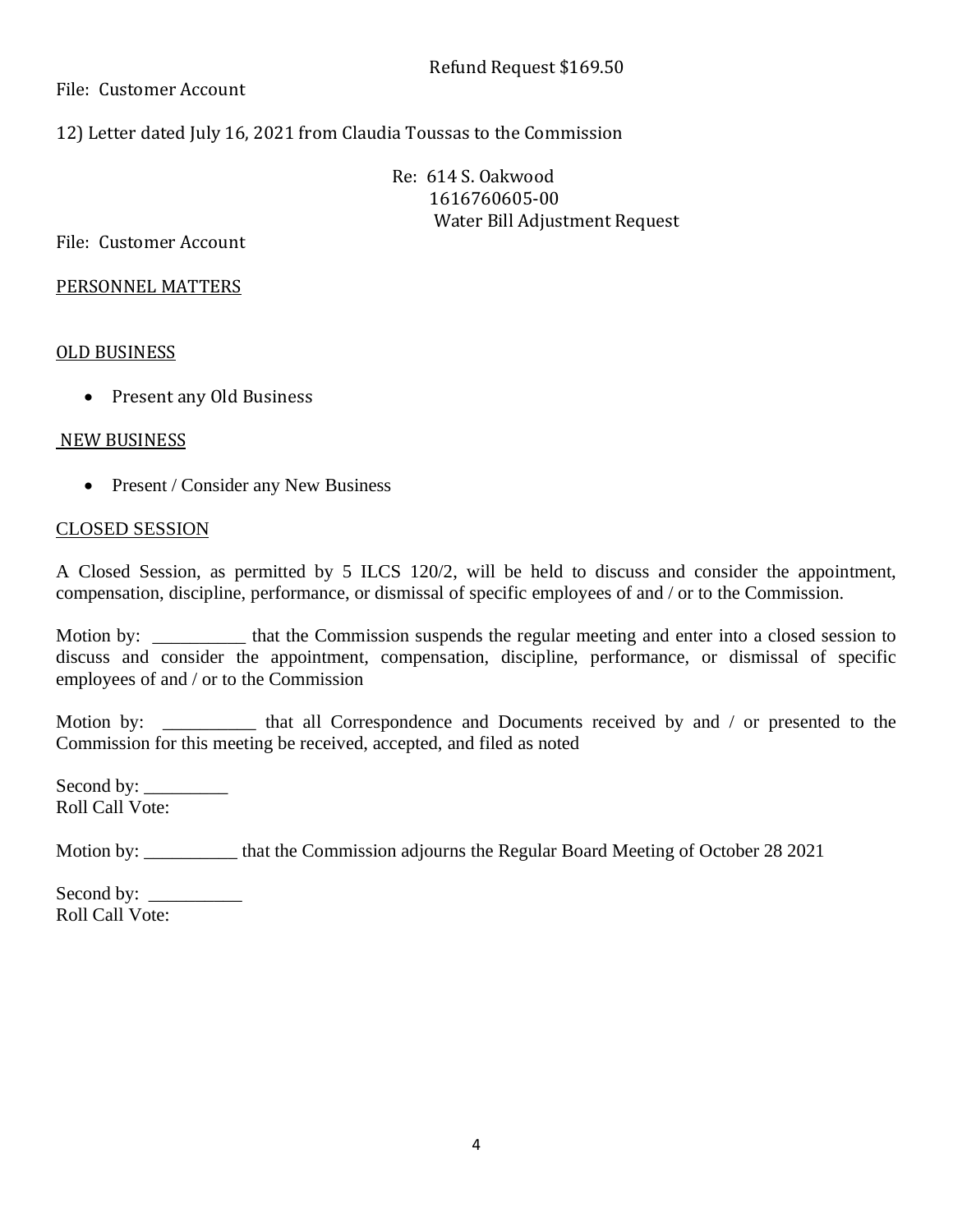Refund Request $169.50

File: Customer Account

12) Letter dated July 16, 2021 from Claudia Toussas to the Commission

Re: 614 S. Oakwood
1616760605-00
Water Bill Adjustment Request

File: Customer Account

<u>PERSONNEL MATTERS</u>

<u>OLD BUSINESS</u>

- Present any Old Business

<u>NEW BUSINESS</u>

- Present / Consider any New Business

<u>CLOSED SESSION</u>

A Closed Session, as permitted by 5 ILCS 120/2, will be held to discuss and consider the appointment, compensation, discipline, performance, or dismissal of specific employees of and / or to the Commission.

Motion by: __________ that the Commission suspends the regular meeting and enter into a closed session to discuss and consider the appointment, compensation, discipline, performance, or dismissal of specific employees of and / or to the Commission

Motion by: __________ that all Correspondence and Documents received by and / or presented to the Commission for this meeting be received, accepted, and filed as noted

Second by: _________
Roll Call Vote:

Motion by: __________ that the Commission adjourns the Regular Board Meeting of October 28 2021

Second by: __________
Roll Call Vote: